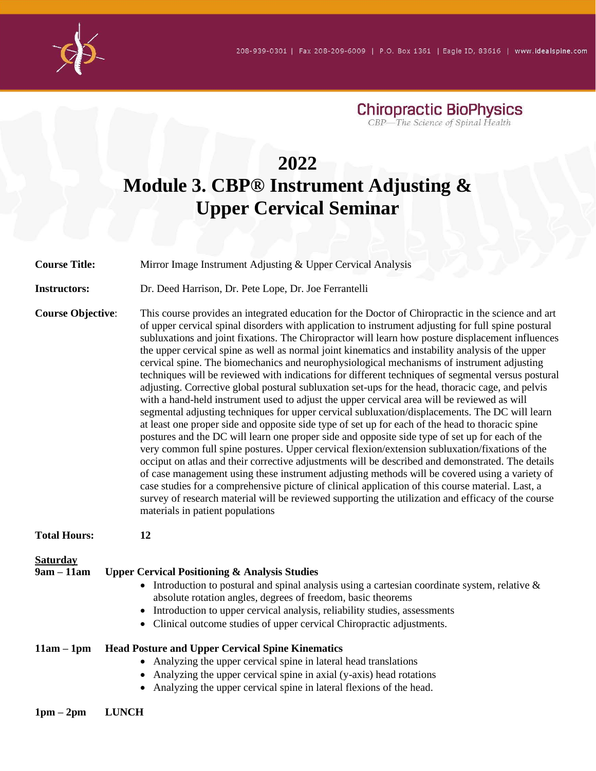208-939-0301 | Fax 208-209-6009 | P.O. Box 1361 | Eagle ID, 83616 | www.idealspine.com

**Chiropractic BioPhysics**
*CBP—The Science of Spinal Health*

# 2022
# Module 3. CBP® Instrument Adjusting & Upper Cervical Seminar

**Course Title:** Mirror Image Instrument Adjusting & Upper Cervical Analysis

**Instructors:** Dr. Deed Harrison, Dr. Pete Lope, Dr. Joe Ferrantelli

**Course Objective**: This course provides an integrated education for the Doctor of Chiropractic in the science and art of upper cervical spinal disorders with application to instrument adjusting for full spine postural subluxations and joint fixations. The Chiropractor will learn how posture displacement influences the upper cervical spine as well as normal joint kinematics and instability analysis of the upper cervical spine. The biomechanics and neurophysiological mechanisms of instrument adjusting techniques will be reviewed with indications for different techniques of segmental versus postural adjusting. Corrective global postural subluxation set-ups for the head, thoracic cage, and pelvis with a hand-held instrument used to adjust the upper cervical area will be reviewed as will segmental adjusting techniques for upper cervical subluxation/displacements. The DC will learn at least one proper side and opposite side type of set up for each of the head to thoracic spine postures and the DC will learn one proper side and opposite side type of set up for each of the very common full spine postures. Upper cervical flexion/extension subluxation/fixations of the occiput on atlas and their corrective adjustments will be described and demonstrated. The details of case management using these instrument adjusting methods will be covered using a variety of case studies for a comprehensive picture of clinical application of this course material. Last, a survey of research material will be reviewed supporting the utilization and efficacy of the course materials in patient populations

**Total Hours:** **12**

**Saturday**

**9am – 11am** **Upper Cervical Positioning & Analysis Studies**

- Introduction to postural and spinal analysis using a cartesian coordinate system, relative & absolute rotation angles, degrees of freedom, basic theorems
- Introduction to upper cervical analysis, reliability studies, assessments
- Clinical outcome studies of upper cervical Chiropractic adjustments.

**11am – 1pm** **Head Posture and Upper Cervical Spine Kinematics**

- Analyzing the upper cervical spine in lateral head translations
- Analyzing the upper cervical spine in axial (y-axis) head rotations
- Analyzing the upper cervical spine in lateral flexions of the head.

**1pm – 2pm** **LUNCH**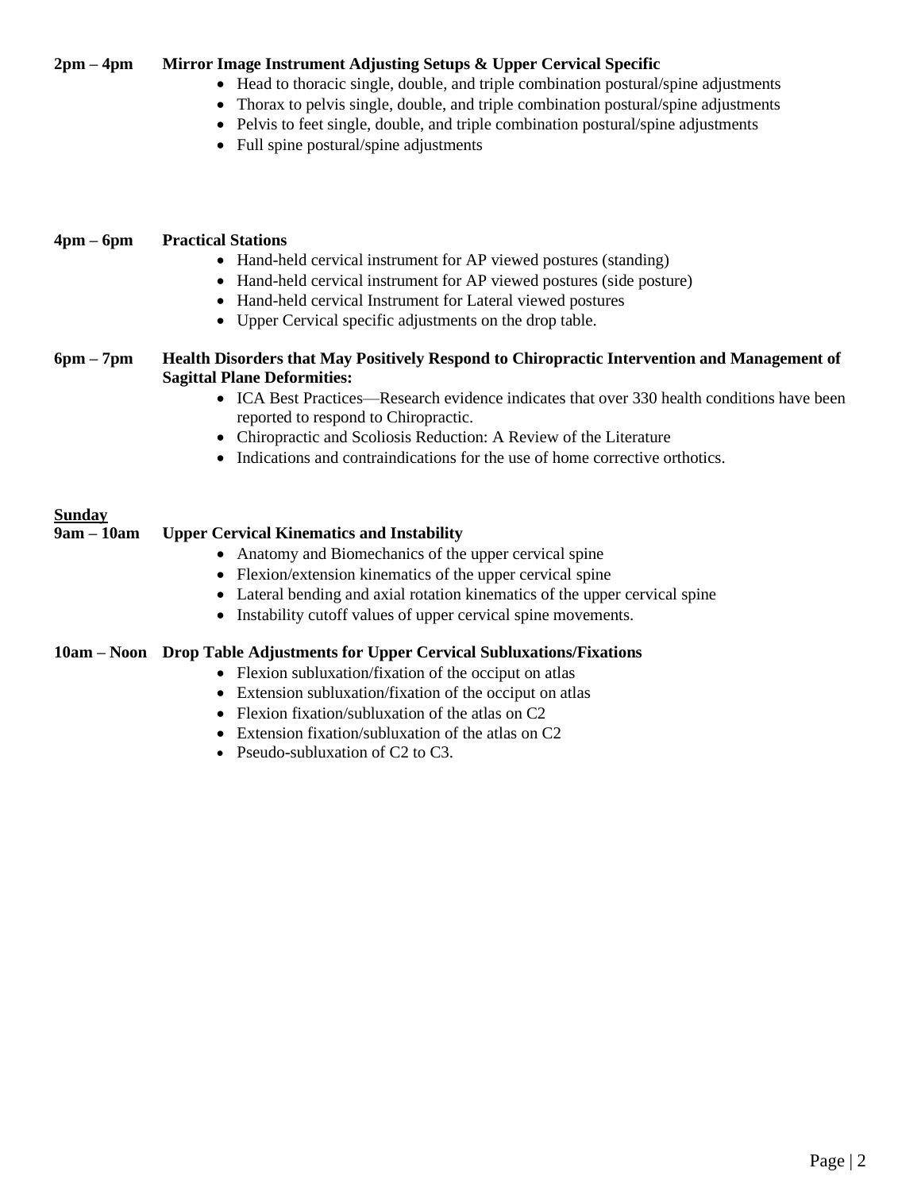**2pm – 4pm Mirror Image Instrument Adjusting Setups & Upper Cervical Specific**

- Head to thoracic single, double, and triple combination postural/spine adjustments
- Thorax to pelvis single, double, and triple combination postural/spine adjustments
- Pelvis to feet single, double, and triple combination postural/spine adjustments
- Full spine postural/spine adjustments

**4pm – 6pm Practical Stations**

- Hand-held cervical instrument for AP viewed postures (standing)
- Hand-held cervical instrument for AP viewed postures (side posture)
- Hand-held cervical Instrument for Lateral viewed postures
- Upper Cervical specific adjustments on the drop table.

**6pm – 7pm Health Disorders that May Positively Respond to Chiropractic Intervention and Management of Sagittal Plane Deformities:**

- ICA Best Practices—Research evidence indicates that over 330 health conditions have been reported to respond to Chiropractic.
- Chiropractic and Scoliosis Reduction: A Review of the Literature
- Indications and contraindications for the use of home corrective orthotics.

**<u>Sunday</u>**

**9am – 10am Upper Cervical Kinematics and Instability**

- Anatomy and Biomechanics of the upper cervical spine
- Flexion/extension kinematics of the upper cervical spine
- Lateral bending and axial rotation kinematics of the upper cervical spine
- Instability cutoff values of upper cervical spine movements.

**10am – Noon Drop Table Adjustments for Upper Cervical Subluxations/Fixations**

- Flexion subluxation/fixation of the occiput on atlas
- Extension subluxation/fixation of the occiput on atlas
- Flexion fixation/subluxation of the atlas on C2
- Extension fixation/subluxation of the atlas on C2
- Pseudo-subluxation of C2 to C3.